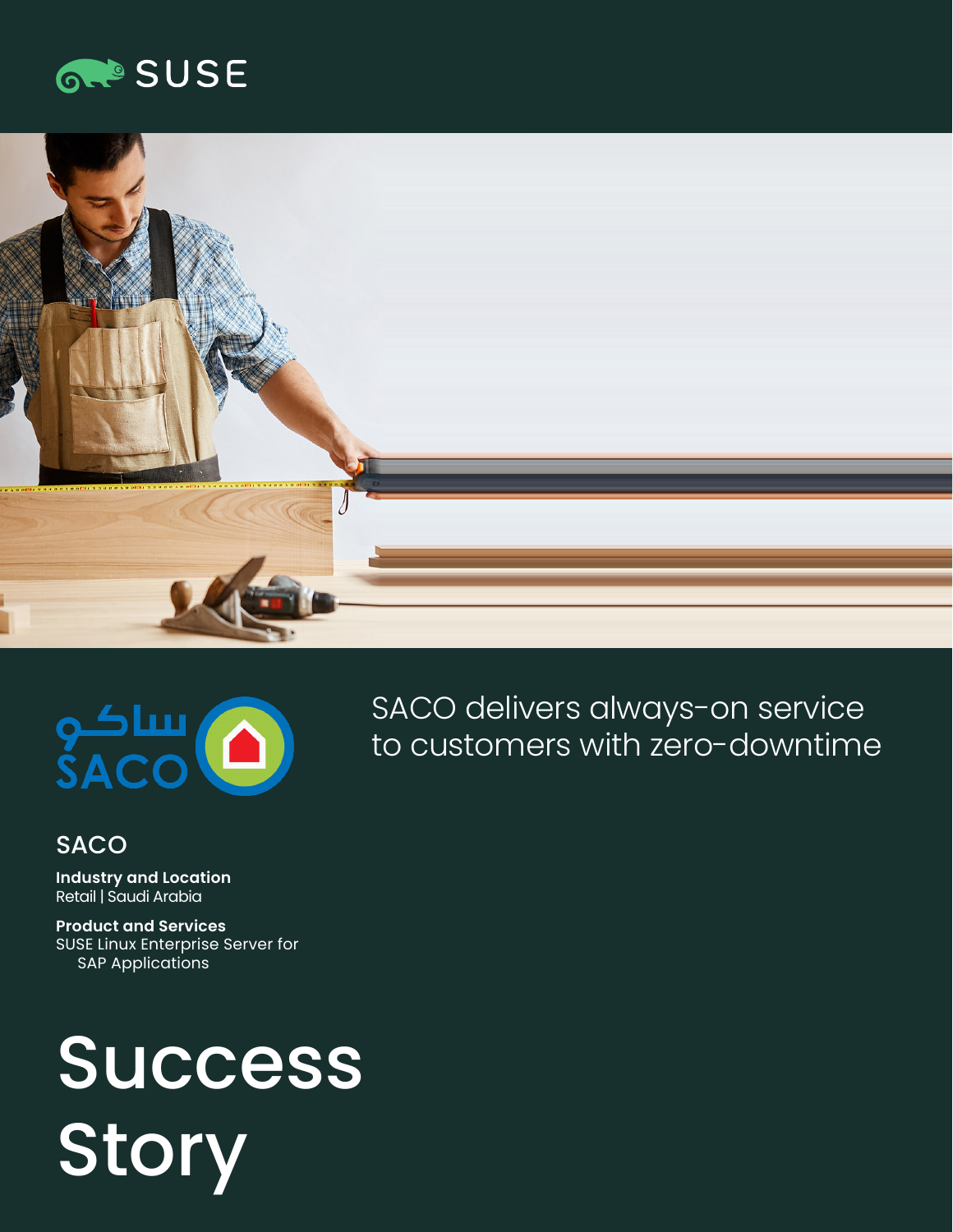SUSE

SACO delivers always-on service to customers with zero-downtime

## SACO

**Industry and Location**
Retail | Saudi Arabia

**Product and Services**
SUSE Linux Enterprise Server for SAP Applications

# Success Story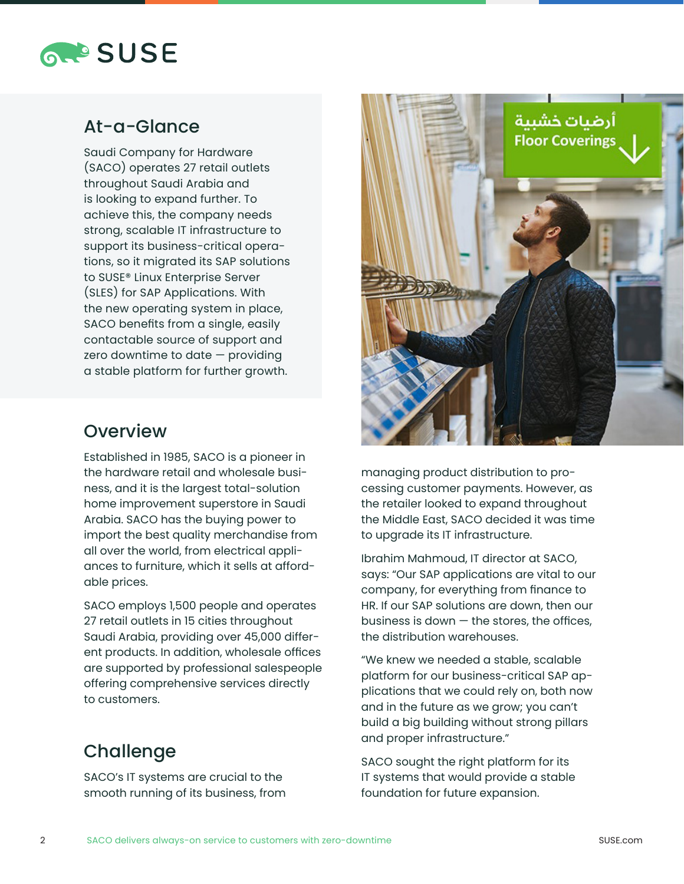## At-a-Glance

Saudi Company for Hardware (SACO) operates 27 retail outlets throughout Saudi Arabia and is looking to expand further. To achieve this, the company needs strong, scalable IT infrastructure to support its business-critical operations, so it migrated its SAP solutions to SUSE® Linux Enterprise Server (SLES) for SAP Applications. With the new operating system in place, SACO benefits from a single, easily contactable source of support and zero downtime to date — providing a stable platform for further growth.

## Overview

Established in 1985, SACO is a pioneer in the hardware retail and wholesale business, and it is the largest total-solution home improvement superstore in Saudi Arabia. SACO has the buying power to import the best quality merchandise from all over the world, from electrical appliances to furniture, which it sells at affordable prices.

SACO employs 1,500 people and operates 27 retail outlets in 15 cities throughout Saudi Arabia, providing over 45,000 different products. In addition, wholesale offices are supported by professional salespeople offering comprehensive services directly to customers.

## Challenge

SACO's IT systems are crucial to the smooth running of its business, from managing product distribution to processing customer payments. However, as the retailer looked to expand throughout the Middle East, SACO decided it was time to upgrade its IT infrastructure.

Ibrahim Mahmoud, IT director at SACO, says: "Our SAP applications are vital to our company, for everything from finance to HR. If our SAP solutions are down, then our business is down — the stores, the offices, the distribution warehouses.

"We knew we needed a stable, scalable platform for our business-critical SAP applications that we could rely on, both now and in the future as we grow; you can't build a big building without strong pillars and proper infrastructure."

SACO sought the right platform for its IT systems that would provide a stable foundation for future expansion.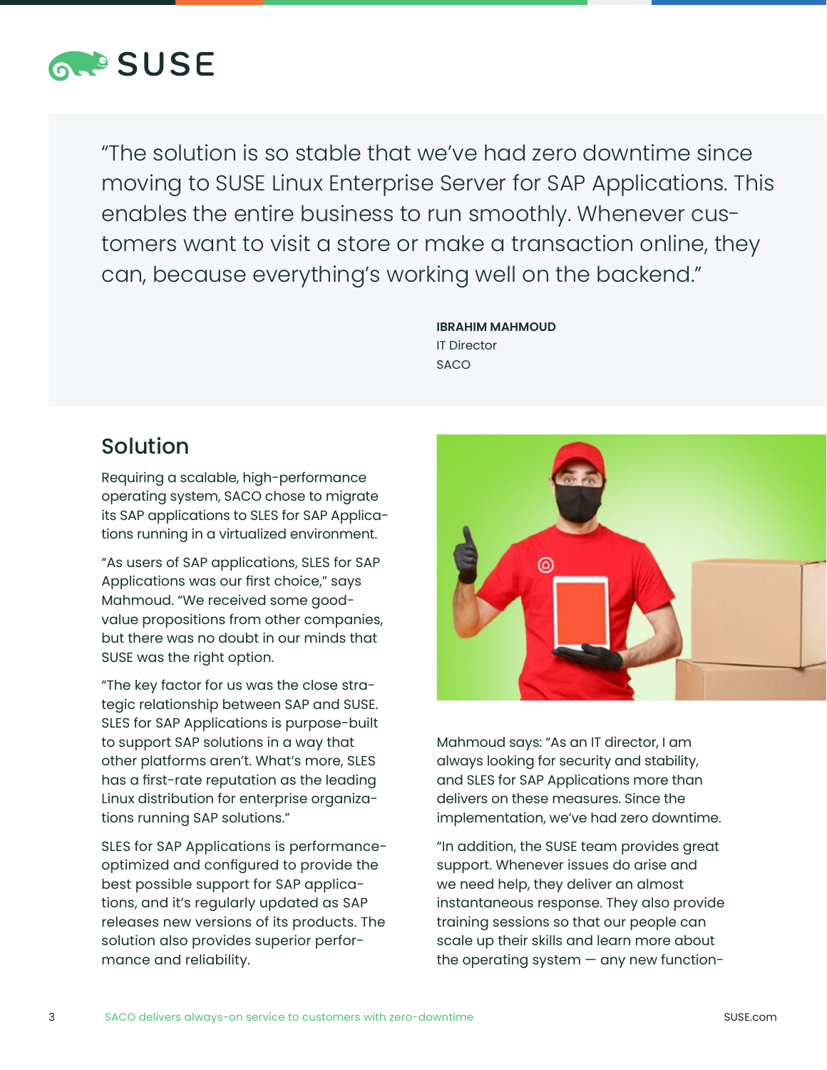> “The solution is so stable that we’ve had zero downtime since moving to SUSE Linux Enterprise Server for SAP Applications. This enables the entire business to run smoothly. Whenever customers want to visit a store or make a transaction online, they can, because everything’s working well on the backend.”
>
> **IBRAHIM MAHMOUD**
> IT Director
> SACO

## Solution

Requiring a scalable, high-performance operating system, SACO chose to migrate its SAP applications to SLES for SAP Applications running in a virtualized environment.

“As users of SAP applications, SLES for SAP Applications was our first choice,” says Mahmoud. “We received some good-value propositions from other companies, but there was no doubt in our minds that SUSE was the right option.

“The key factor for us was the close strategic relationship between SAP and SUSE. SLES for SAP Applications is purpose-built to support SAP solutions in a way that other platforms aren’t. What’s more, SLES has a first-rate reputation as the leading Linux distribution for enterprise organizations running SAP solutions.”

SLES for SAP Applications is performance-optimized and configured to provide the best possible support for SAP applications, and it’s regularly updated as SAP releases new versions of its products. The solution also provides superior performance and reliability.

Mahmoud says: “As an IT director, I am always looking for security and stability, and SLES for SAP Applications more than delivers on these measures. Since the implementation, we’ve had zero downtime.

“In addition, the SUSE team provides great support. Whenever issues do arise and we need help, they deliver an almost instantaneous response. They also provide training sessions so that our people can scale up their skills and learn more about the operating system — any new function-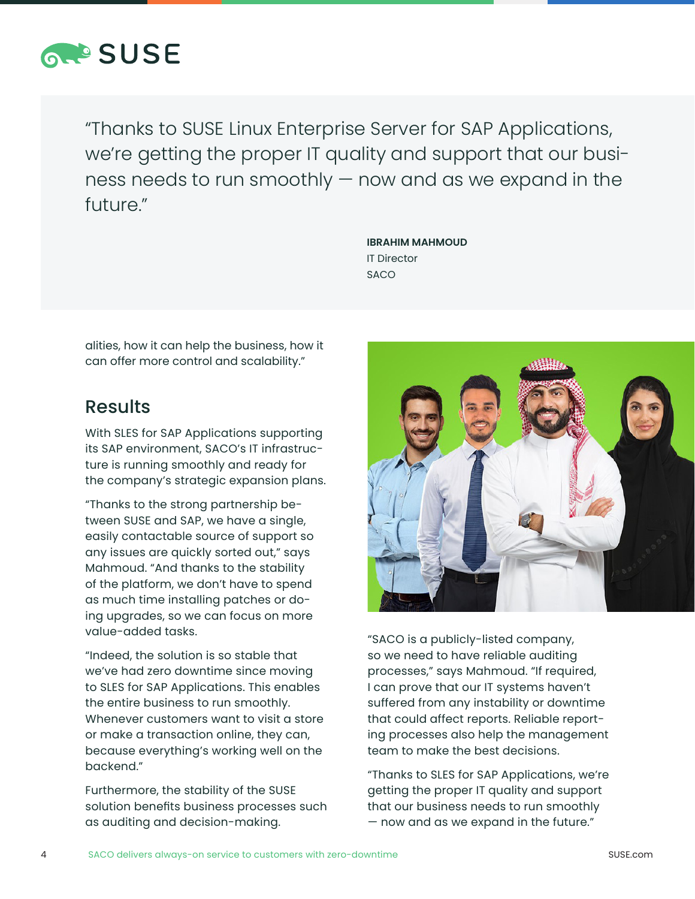> "Thanks to SUSE Linux Enterprise Server for SAP Applications, we're getting the proper IT quality and support that our business needs to run smoothly — now and as we expand in the future."
>
> **IBRAHIM MAHMOUD**
> IT Director
> SACO

alities, how it can help the business, how it can offer more control and scalability."

## Results

With SLES for SAP Applications supporting its SAP environment, SACO's IT infrastructure is running smoothly and ready for the company's strategic expansion plans.

"Thanks to the strong partnership between SUSE and SAP, we have a single, easily contactable source of support so any issues are quickly sorted out," says Mahmoud. "And thanks to the stability of the platform, we don't have to spend as much time installing patches or doing upgrades, so we can focus on more value-added tasks.

"Indeed, the solution is so stable that we've had zero downtime since moving to SLES for SAP Applications. This enables the entire business to run smoothly. Whenever customers want to visit a store or make a transaction online, they can, because everything's working well on the backend."

Furthermore, the stability of the SUSE solution benefits business processes such as auditing and decision-making.

"SACO is a publicly-listed company, so we need to have reliable auditing processes," says Mahmoud. "If required, I can prove that our IT systems haven't suffered from any instability or downtime that could affect reports. Reliable reporting processes also help the management team to make the best decisions.

"Thanks to SLES for SAP Applications, we're getting the proper IT quality and support that our business needs to run smoothly — now and as we expand in the future."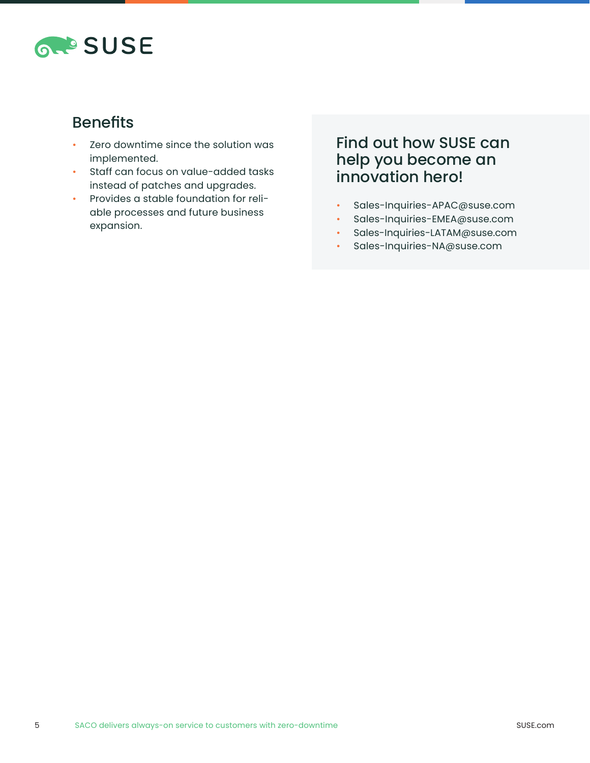## Benefits

- Zero downtime since the solution was implemented.
- Staff can focus on value-added tasks instead of patches and upgrades.
- Provides a stable foundation for reliable processes and future business expansion.

## Find out how SUSE can help you become an innovation hero!

- Sales-Inquiries-APAC@suse.com
- Sales-Inquiries-EMEA@suse.com
- Sales-Inquiries-LATAM@suse.com
- Sales-Inquiries-NA@suse.com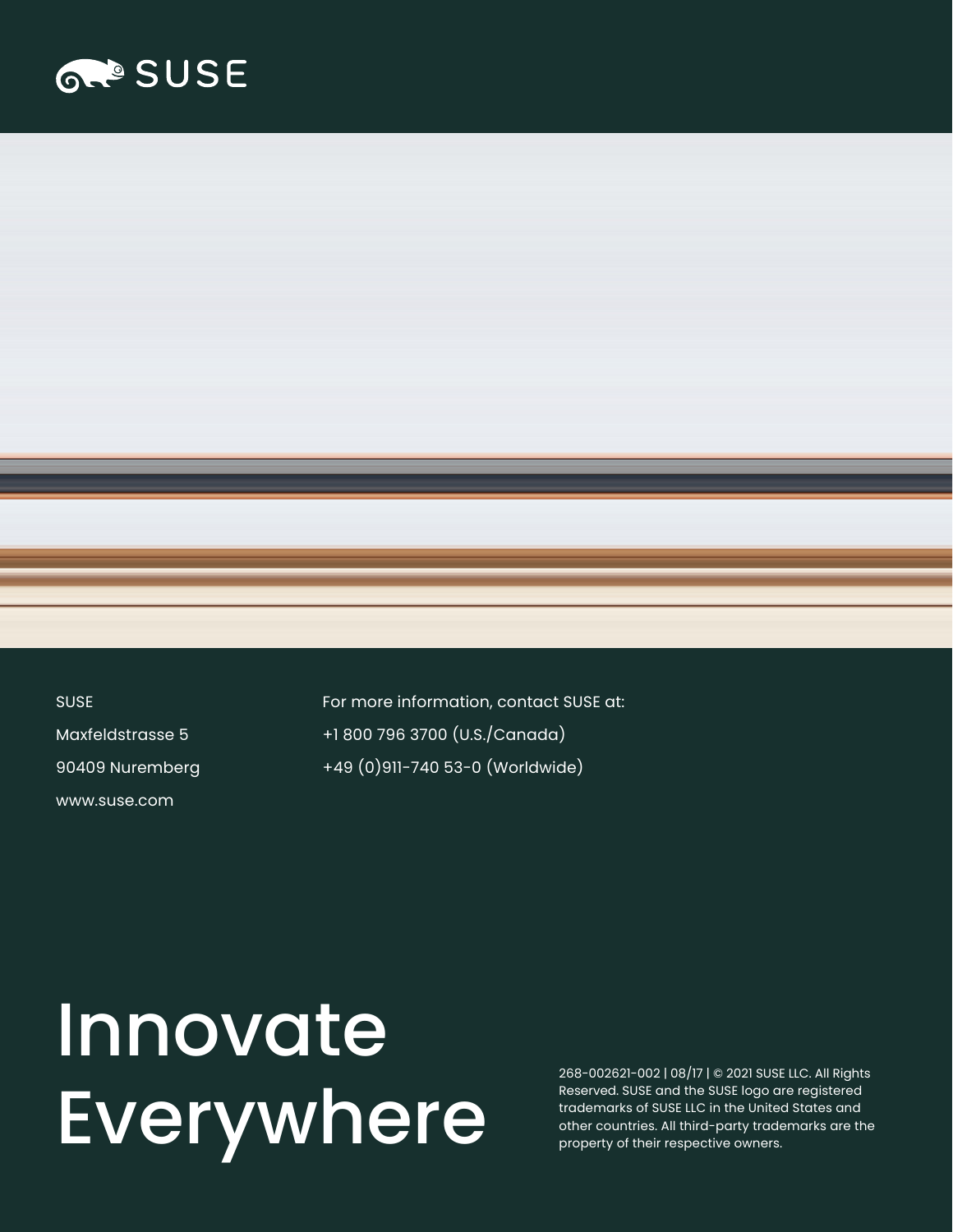SUSE

SUSE
Maxfeldstrasse 5
90409 Nuremberg
www.suse.com

For more information, contact SUSE at:
+1 800 796 3700 (U.S./Canada)
+49 (0)911-740 53-0 (Worldwide)

# Innovate Everywhere

268-002621-002 | 08/17 | © 2021 SUSE LLC. All Rights Reserved. SUSE and the SUSE logo are registered trademarks of SUSE LLC in the United States and other countries. All third-party trademarks are the property of their respective owners.